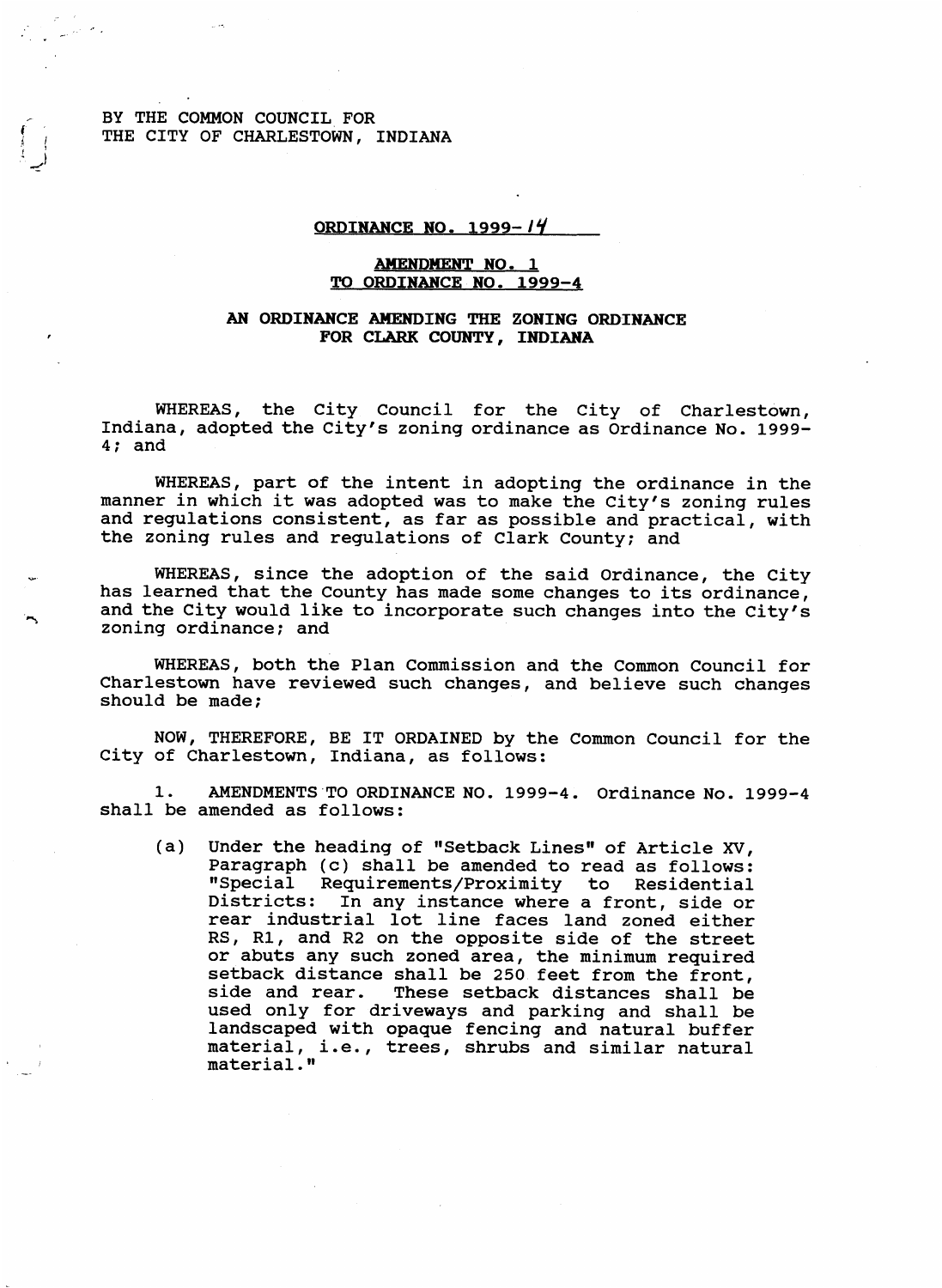BY THE COMMON COUNCIL FOR
THE CITY OF CHARLESTOWN, INDIANA

**ORDINANCE NO. 1999-14**

**AMENDMENT NO. 1**
**TO ORDINANCE NO. 1999-4**

**AN ORDINANCE AMENDING THE ZONING ORDINANCE FOR CLARK COUNTY, INDIANA**

WHEREAS, the City Council for the City of Charlestown, Indiana, adopted the City's zoning ordinance as Ordinance No. 1999-4; and

WHEREAS, part of the intent in adopting the ordinance in the manner in which it was adopted was to make the City's zoning rules and regulations consistent, as far as possible and practical, with the zoning rules and regulations of Clark County; and

WHEREAS, since the adoption of the said Ordinance, the City has learned that the County has made some changes to its ordinance, and the City would like to incorporate such changes into the City's zoning ordinance; and

WHEREAS, both the Plan Commission and the Common Council for Charlestown have reviewed such changes, and believe such changes should be made;

NOW, THEREFORE, BE IT ORDAINED by the Common Council for the City of Charlestown, Indiana, as follows:

1. AMENDMENTS TO ORDINANCE NO. 1999-4. Ordinance No. 1999-4 shall be amended as follows:

   (a) Under the heading of "Setback Lines" of Article XV, Paragraph (c) shall be amended to read as follows: "Special Requirements/Proximity to Residential Districts: In any instance where a front, side or rear industrial lot line faces land zoned either RS, R1, and R2 on the opposite side of the street or abuts any such zoned area, the minimum required setback distance shall be 250 feet from the front, side and rear. These setback distances shall be used only for driveways and parking and shall be landscaped with opaque fencing and natural buffer material, i.e., trees, shrubs and similar natural material."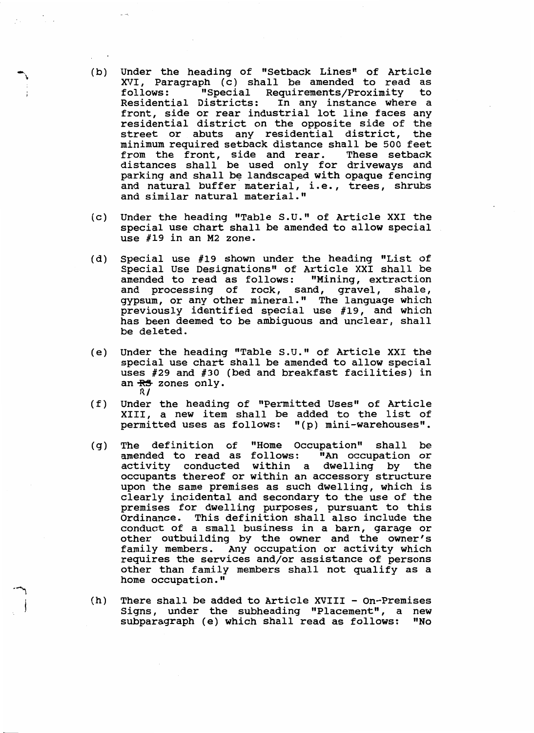(b) Under the heading of "Setback Lines" of Article XVI, Paragraph (c) shall be amended to read as follows: "Special Requirements/Proximity to Residential Districts: In any instance where a front, side or rear industrial lot line faces any residential district on the opposite side of the street or abuts any residential district, the minimum required setback distance shall be 500 feet from the front, side and rear. These setback distances shall be used only for driveways and parking and shall be landscaped with opaque fencing and natural buffer material, i.e., trees, shrubs and similar natural material."

(c) Under the heading "Table S.U." of Article XXI the special use chart shall be amended to allow special use #19 in an M2 zone.

(d) Special use #19 shown under the heading "List of Special Use Designations" of Article XXI shall be amended to read as follows: "Mining, extraction and processing of rock, sand, gravel, shale, gypsum, or any other mineral." The language which previously identified special use #19, and which has been deemed to be ambiguous and unclear, shall be deleted.

(e) Under the heading "Table S.U." of Article XXI the special use chart shall be amended to allow special uses #29 and #30 (bed and breakfast facilities) in an ~~R3~~ R1 zones only.

(f) Under the heading of "Permitted Uses" of Article XIII, a new item shall be added to the list of permitted uses as follows: "(p) mini-warehouses".

(g) The definition of "Home Occupation" shall be amended to read as follows: "An occupation or activity conducted within a dwelling by the occupants thereof or within an accessory structure upon the same premises as such dwelling, which is clearly incidental and secondary to the use of the premises for dwelling purposes, pursuant to this Ordinance. This definition shall also include the conduct of a small business in a barn, garage or other outbuilding by the owner and the owner's family members. Any occupation or activity which requires the services and/or assistance of persons other than family members shall not qualify as a home occupation."

(h) There shall be added to Article XVIII - On-Premises Signs, under the subheading "Placement", a new subparagraph (e) which shall read as follows: "No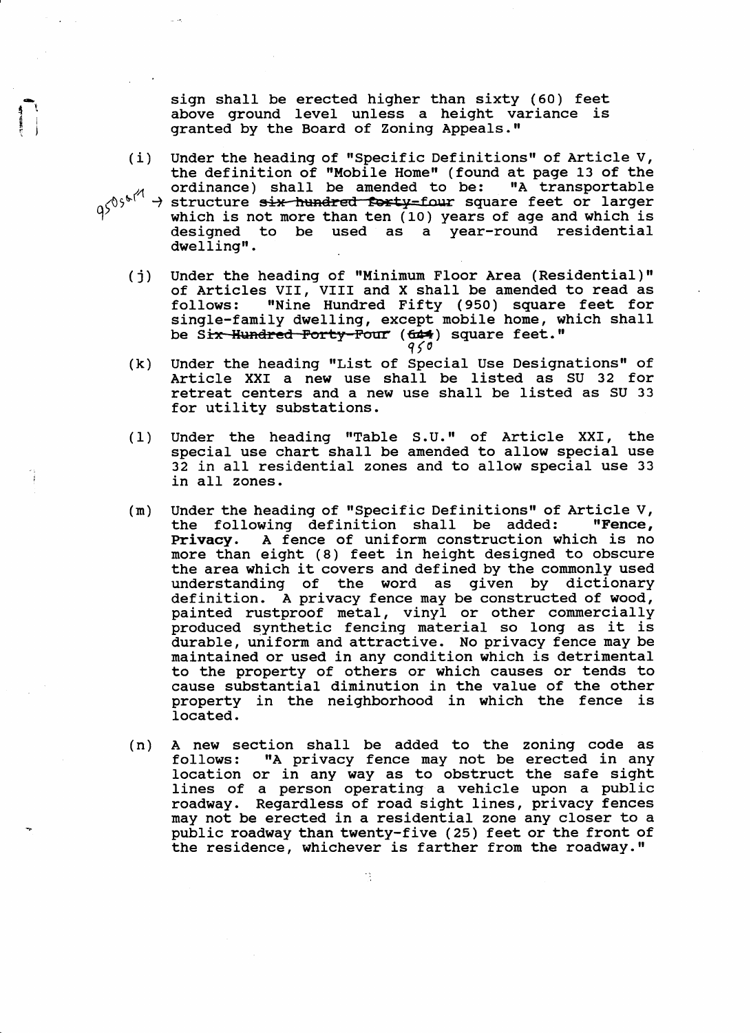sign shall be erected higher than sixty (60) feet above ground level unless a height variance is granted by the Board of Zoning Appeals."

(i) Under the heading of "Specific Definitions" of Article V, the definition of "Mobile Home" (found at page 13 of the ordinance) shall be amended to be: "A transportable structure ~~six hundred forty-four~~ square feet or larger which is not more than ten (10) years of age and which is designed to be used as a year-round residential dwelling".

950 sq ft →

(j) Under the heading of "Minimum Floor Area (Residential)" of Articles VII, VIII and X shall be amended to read as follows: "Nine Hundred Fifty (950) square feet for single-family dwelling, except mobile home, which shall be ~~Six Hundred Forty-Four~~ (~~644~~) square feet."

950

(k) Under the heading "List of Special Use Designations" of Article XXI a new use shall be listed as SU 32 for retreat centers and a new use shall be listed as SU 33 for utility substations.

(l) Under the heading "Table S.U." of Article XXI, the special use chart shall be amended to allow special use 32 in all residential zones and to allow special use 33 in all zones.

(m) Under the heading of "Specific Definitions" of Article V, the following definition shall be added: "**Fence, Privacy.** A fence of uniform construction which is no more than eight (8) feet in height designed to obscure the area which it covers and defined by the commonly used understanding of the word as given by dictionary definition. A privacy fence may be constructed of wood, painted rustproof metal, vinyl or other commercially produced synthetic fencing material so long as it is durable, uniform and attractive. No privacy fence may be maintained or used in any condition which is detrimental to the property of others or which causes or tends to cause substantial diminution in the value of the other property in the neighborhood in which the fence is located.

(n) A new section shall be added to the zoning code as follows: "A privacy fence may not be erected in any location or in any way as to obstruct the safe sight lines of a person operating a vehicle upon a public roadway. Regardless of road sight lines, privacy fences may not be erected in a residential zone any closer to a public roadway than twenty-five (25) feet or the front of the residence, whichever is farther from the roadway."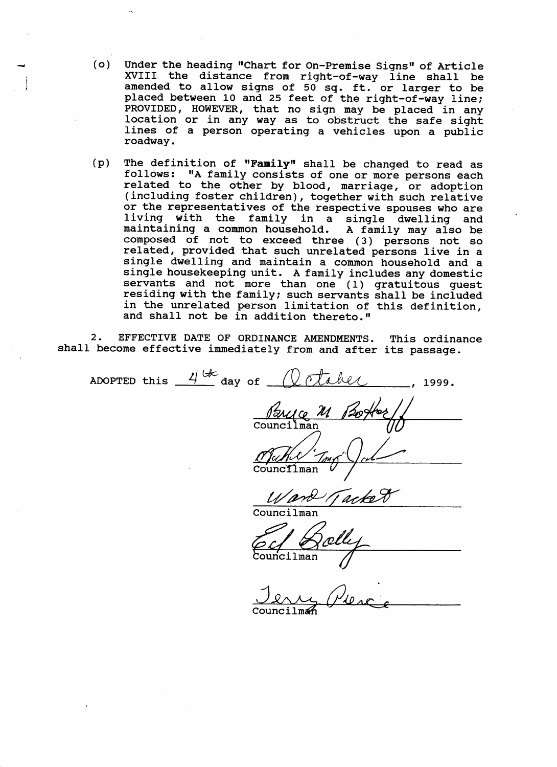(o) Under the heading "Chart for On-Premise Signs" of Article XVIII the distance from right-of-way line shall be amended to allow signs of 50 sq. ft. or larger to be placed between 10 and 25 feet of the right-of-way line; PROVIDED, HOWEVER, that no sign may be placed in any location or in any way as to obstruct the safe sight lines of a person operating a vehicles upon a public roadway.

(p) The definition of **"Family"** shall be changed to read as follows: "A family consists of one or more persons each related to the other by blood, marriage, or adoption (including foster children), together with such relative or the representatives of the respective spouses who are living with the family in a single dwelling and maintaining a common household. A family may also be composed of not to exceed three (3) persons not so related, provided that such unrelated persons live in a single dwelling and maintain a common household and a single housekeeping unit. A family includes any domestic servants and not more than one (1) gratuitous guest residing with the family; such servants shall be included in the unrelated person limitation of this definition, and shall not be in addition thereto."

2. EFFECTIVE DATE OF ORDINANCE AMENDMENTS. This ordinance shall become effective immediately from and after its passage.

ADOPTED this 4th day of October, 1999.

Bruce M Botthoff
Councilman

Michael 'Tony' Jack
Councilman

Ward Tackett
Councilman

Ed Bolly
Councilman

Jerry Pierce
Councilman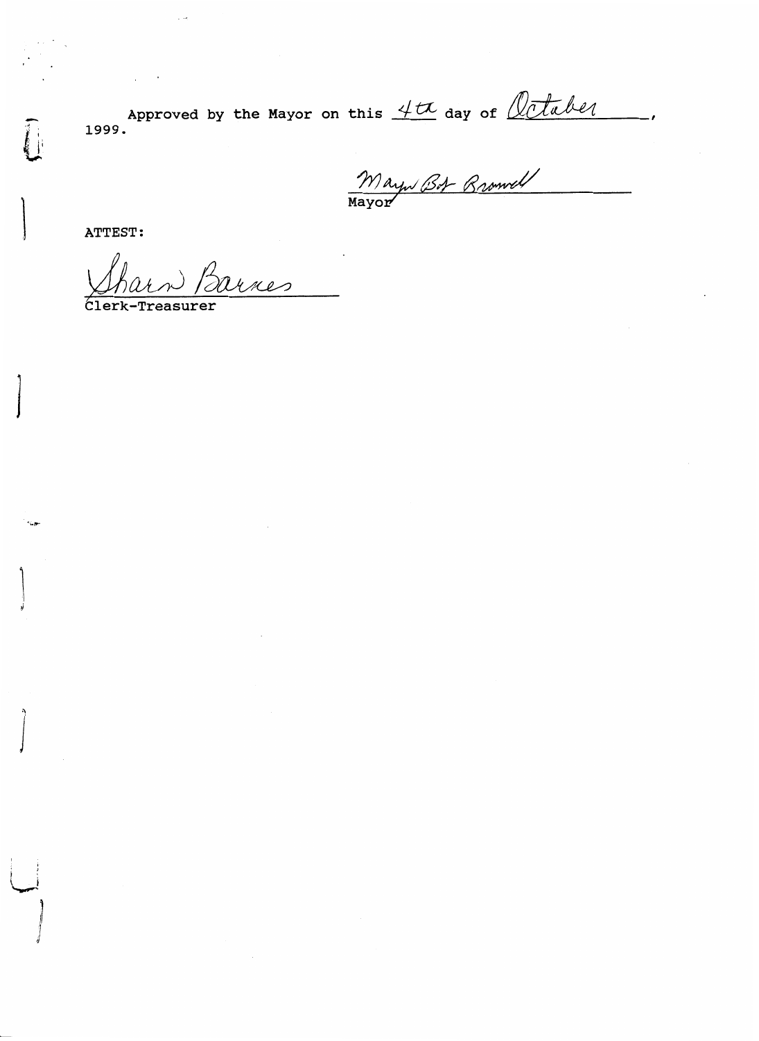Approved by the Mayor on this 4th day of October, 1999.

Mayor Bob Brown

Mayor

ATTEST:

Sharon Barnes

Clerk-Treasurer